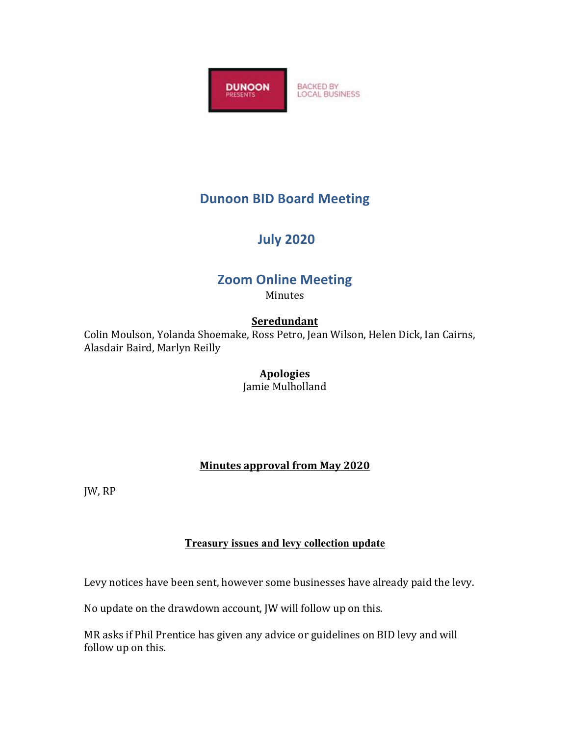DUNOON PRESENTS

BACKED BY LOCAL BUSINESS

# Dunoon BID Board Meeting

## July 2020

## Zoom Online Meeting

Minutes

**Seredundant**

Colin Moulson, Yolanda Shoemake, Ross Petro, Jean Wilson, Helen Dick, Ian Cairns, Alasdair Baird, Marlyn Reilly

**Apologies**

Jamie Mulholland

**Minutes approval from May 2020**

JW, RP

**Treasury issues and levy collection update**

Levy notices have been sent, however some businesses have already paid the levy.

No update on the drawdown account, JW will follow up on this.

MR asks if Phil Prentice has given any advice or guidelines on BID levy and will follow up on this.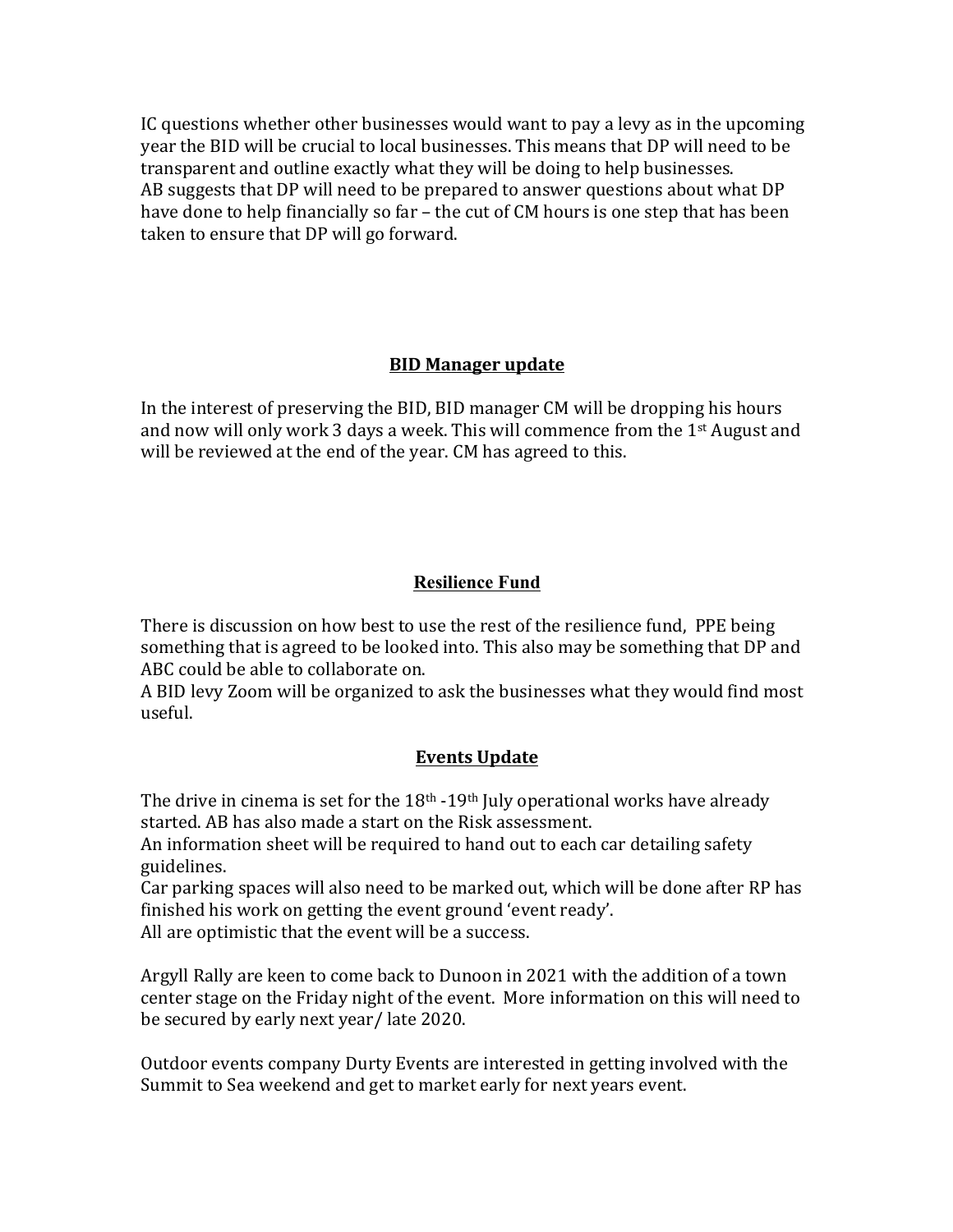IC questions whether other businesses would want to pay a levy as in the upcoming year the BID will be crucial to local businesses. This means that DP will need to be transparent and outline exactly what they will be doing to help businesses.
AB suggests that DP will need to be prepared to answer questions about what DP have done to help financially so far – the cut of CM hours is one step that has been taken to ensure that DP will go forward.

## BID Manager update

In the interest of preserving the BID, BID manager CM will be dropping his hours and now will only work 3 days a week. This will commence from the 1st August and will be reviewed at the end of the year. CM has agreed to this.

## Resilience Fund

There is discussion on how best to use the rest of the resilience fund, PPE being something that is agreed to be looked into. This also may be something that DP and ABC could be able to collaborate on.
A BID levy Zoom will be organized to ask the businesses what they would find most useful.

## Events Update

The drive in cinema is set for the 18th -19th July operational works have already started. AB has also made a start on the Risk assessment.
An information sheet will be required to hand out to each car detailing safety guidelines.
Car parking spaces will also need to be marked out, which will be done after RP has finished his work on getting the event ground 'event ready'.
All are optimistic that the event will be a success.

Argyll Rally are keen to come back to Dunoon in 2021 with the addition of a town center stage on the Friday night of the event. More information on this will need to be secured by early next year/ late 2020.

Outdoor events company Durty Events are interested in getting involved with the Summit to Sea weekend and get to market early for next years event.